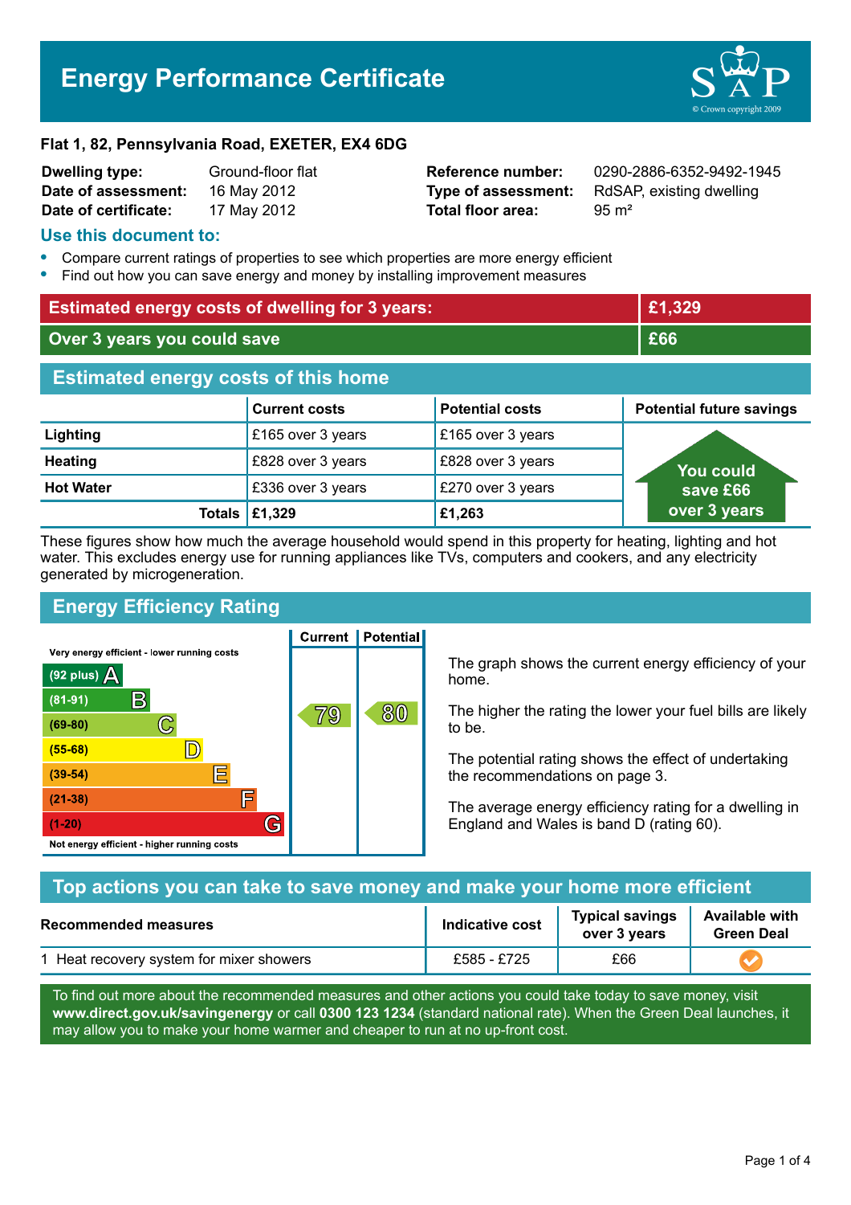# Energy Performance Certificate

**Flat 1, 82, Pennsylvania Road, EXETER, EX4 6DG**

| | | | |
|---|---|---|---|
| **Dwelling type:** | Ground-floor flat | **Reference number:** | 0290-2886-6352-9492-1945 |
| **Date of assessment:** | 16 May 2012 | **Type of assessment:** | RdSAP, existing dwelling |
| **Date of certificate:** | 17 May 2012 | **Total floor area:** | 95 m² |

## Use this document to:

- Compare current ratings of properties to see which properties are more energy efficient
- Find out how you can save energy and money by installing improvement measures

| | |
|---|---|
| **Estimated energy costs of dwelling for 3 years:** | **£1,329** |
| **Over 3 years you could save** | **£66** |

## Estimated energy costs of this home

| | Current costs | Potential costs | Potential future savings |
|---|---|---|---|
| **Lighting** | £165 over 3 years | £165 over 3 years | You could save £66 over 3 years |
| **Heating** | £828 over 3 years | £828 over 3 years | |
| **Hot Water** | £336 over 3 years | £270 over 3 years | |
| **Totals** | **£1,329** | **£1,263** | |

These figures show how much the average household would spend in this property for heating, lighting and hot water. This excludes energy use for running appliances like TVs, computers and cookers, and any electricity generated by microgeneration.

## Energy Efficiency Rating

Very energy efficient - lower running costs

| Rating | Band | Current | Potential |
|---|---|---|---|
| (92 plus) | A | | |
| (81-91) | B | | |
| (69-80) | C | 79 | 80 |
| (55-68) | D | | |
| (39-54) | E | | |
| (21-38) | F | | |
| (1-20) | G | | |

Not energy efficient - higher running costs

The graph shows the current energy efficiency of your home.

The higher the rating the lower your fuel bills are likely to be.

The potential rating shows the effect of undertaking the recommendations on page 3.

The average energy efficiency rating for a dwelling in England and Wales is band D (rating 60).

## Top actions you can take to save money and make your home more efficient

| Recommended measures | Indicative cost | Typical savings over 3 years | Available with Green Deal |
|---|---|---|---|
| 1 Heat recovery system for mixer showers | £585 - £725 | £66 | ✓ |

To find out more about the recommended measures and other actions you could take today to save money, visit **www.direct.gov.uk/savingenergy** or call **0300 123 1234** (standard national rate). When the Green Deal launches, it may allow you to make your home warmer and cheaper to run at no up-front cost.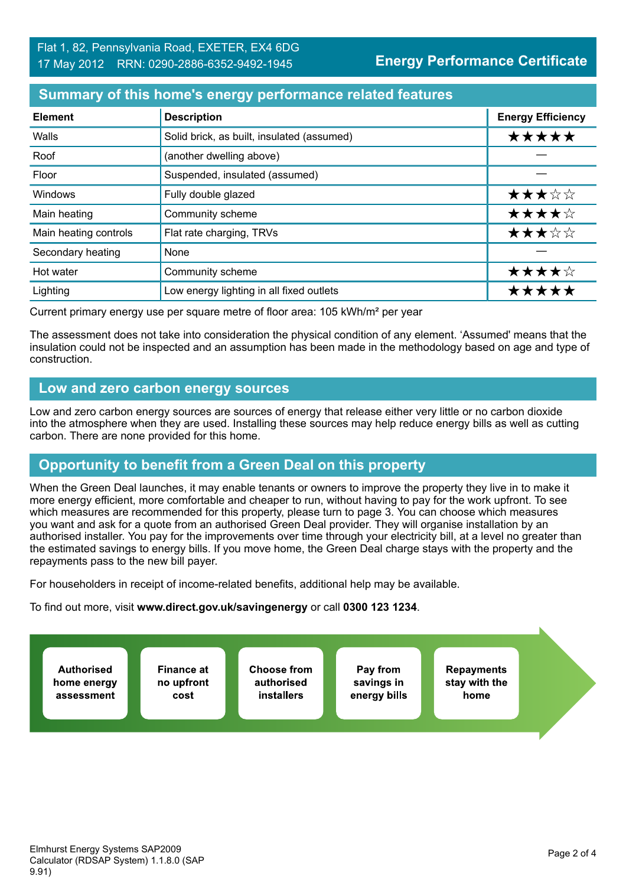Flat 1, 82, Pennsylvania Road, EXETER, EX4 6DG
17 May 2012 RRN: 0290-2886-6352-9492-1945

**Energy Performance Certificate**

## Summary of this home's energy performance related features

| Element | Description | Energy Efficiency |
|---|---|---|
| Walls | Solid brick, as built, insulated (assumed) | ★★★★★ |
| Roof | (another dwelling above) | — |
| Floor | Suspended, insulated (assumed) | — |
| Windows | Fully double glazed | ★★★☆☆ |
| Main heating | Community scheme | ★★★★☆ |
| Main heating controls | Flat rate charging, TRVs | ★★★☆☆ |
| Secondary heating | None | — |
| Hot water | Community scheme | ★★★★☆ |
| Lighting | Low energy lighting in all fixed outlets | ★★★★★ |

Current primary energy use per square metre of floor area: 105 kWh/m² per year

The assessment does not take into consideration the physical condition of any element. 'Assumed' means that the insulation could not be inspected and an assumption has been made in the methodology based on age and type of construction.

## Low and zero carbon energy sources

Low and zero carbon energy sources are sources of energy that release either very little or no carbon dioxide into the atmosphere when they are used. Installing these sources may help reduce energy bills as well as cutting carbon. There are none provided for this home.

## Opportunity to benefit from a Green Deal on this property

When the Green Deal launches, it may enable tenants or owners to improve the property they live in to make it more energy efficient, more comfortable and cheaper to run, without having to pay for the work upfront. To see which measures are recommended for this property, please turn to page 3. You can choose which measures you want and ask for a quote from an authorised Green Deal provider. They will organise installation by an authorised installer. You pay for the improvements over time through your electricity bill, at a level no greater than the estimated savings to energy bills. If you move home, the Green Deal charge stays with the property and the repayments pass to the new bill payer.

For householders in receipt of income-related benefits, additional help may be available.

To find out more, visit **www.direct.gov.uk/savingenergy** or call **0300 123 1234**.

**Authorised home energy assessment** → **Finance at no upfront cost** → **Choose from authorised installers** → **Pay from savings in energy bills** → **Repayments stay with the home**

Elmhurst Energy Systems SAP2009 Calculator (RDSAP System) 1.1.8.0 (SAP 9.91)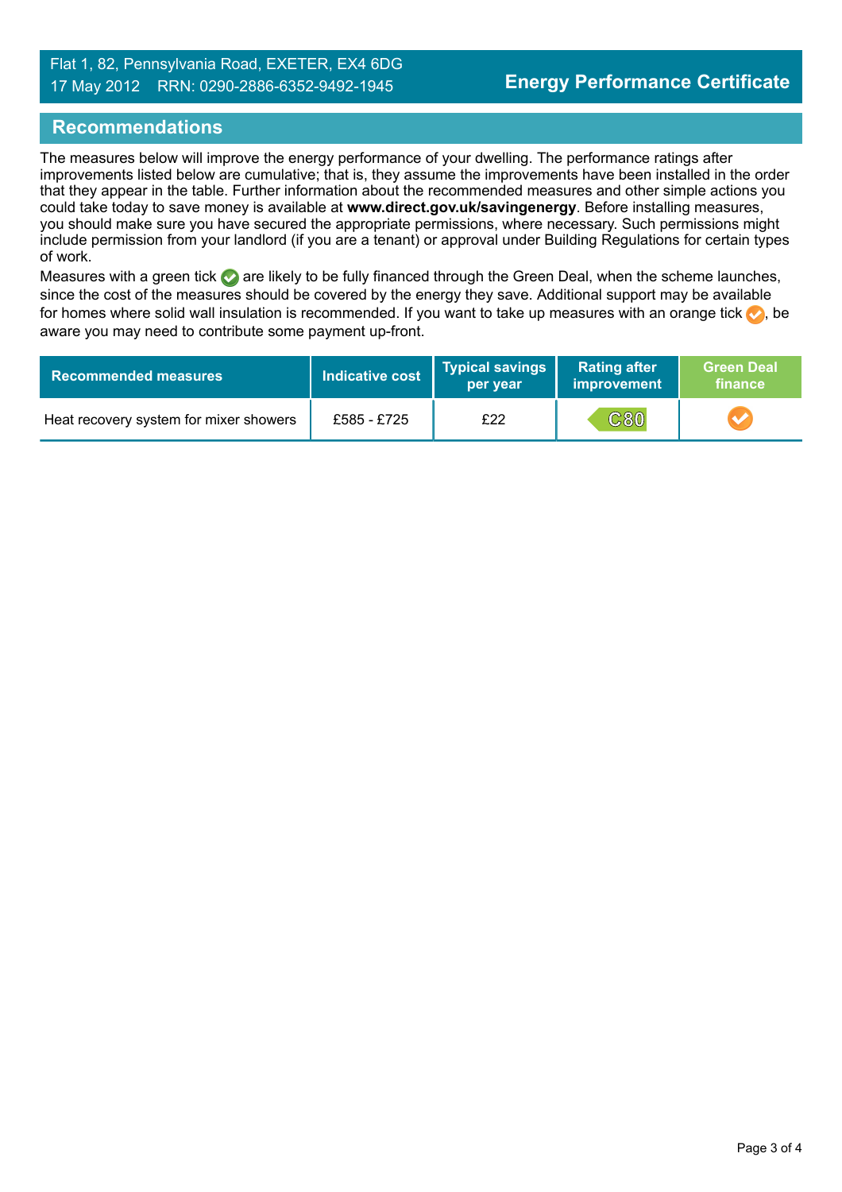## Recommendations

The measures below will improve the energy performance of your dwelling. The performance ratings after improvements listed below are cumulative; that is, they assume the improvements have been installed in the order that they appear in the table. Further information about the recommended measures and other simple actions you could take today to save money is available at **www.direct.gov.uk/savingenergy**. Before installing measures, you should make sure you have secured the appropriate permissions, where necessary. Such permissions might include permission from your landlord (if you are a tenant) or approval under Building Regulations for certain types of work.

Measures with a green tick are likely to be fully financed through the Green Deal, when the scheme launches, since the cost of the measures should be covered by the energy they save. Additional support may be available for homes where solid wall insulation is recommended. If you want to take up measures with an orange tick, be aware you may need to contribute some payment up-front.

| Recommended measures | Indicative cost | Typical savings per year | Rating after improvement | Green Deal finance |
|---|---|---|---|---|
| Heat recovery system for mixer showers | £585 - £725 | £22 | C80 | Orange tick |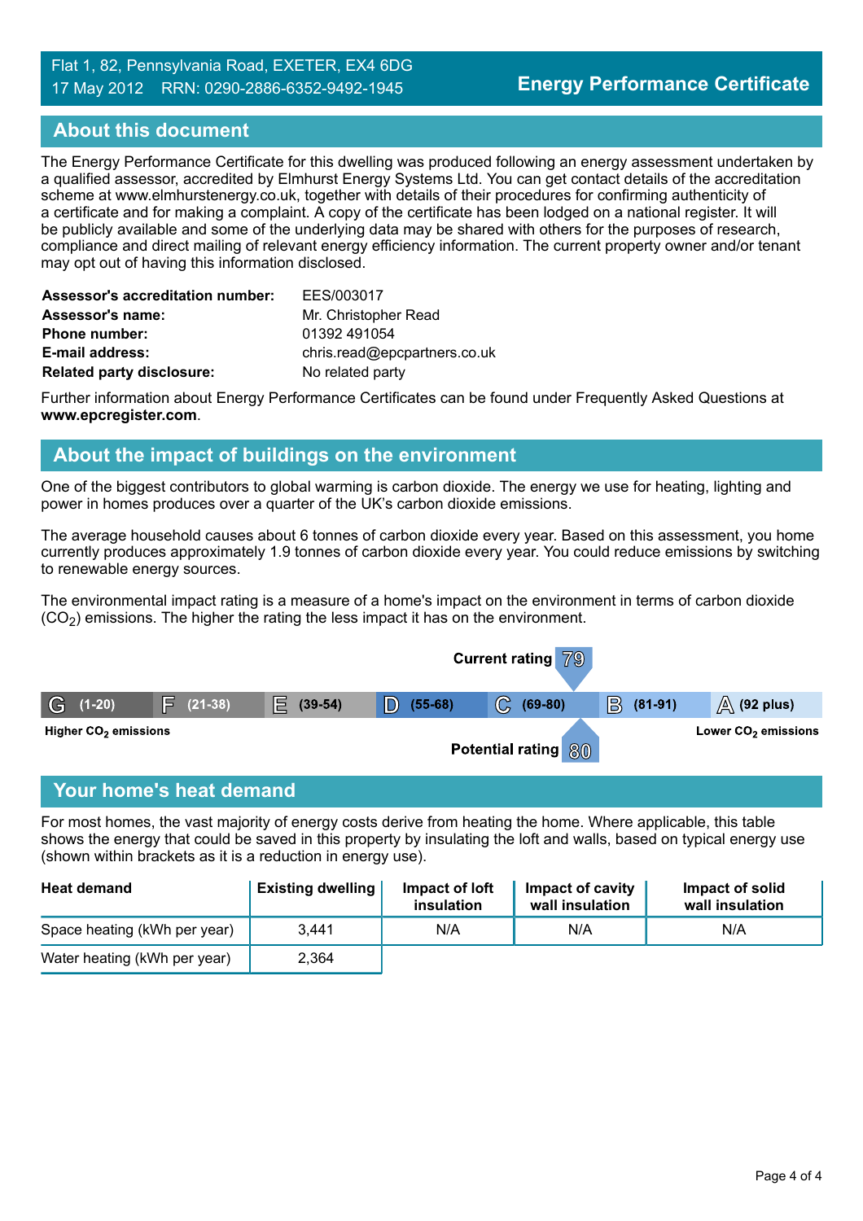Flat 1, 82, Pennsylvania Road, EXETER, EX4 6DG
17 May 2012 RRN: 0290-2886-6352-9492-1945

**Energy Performance Certificate**

## About this document

The Energy Performance Certificate for this dwelling was produced following an energy assessment undertaken by a qualified assessor, accredited by Elmhurst Energy Systems Ltd. You can get contact details of the accreditation scheme at www.elmhurstenergy.co.uk, together with details of their procedures for confirming authenticity of a certificate and for making a complaint. A copy of the certificate has been lodged on a national register. It will be publicly available and some of the underlying data may be shared with others for the purposes of research, compliance and direct mailing of relevant energy efficiency information. The current property owner and/or tenant may opt out of having this information disclosed.

| | |
|---|---|
| **Assessor's accreditation number:** | EES/003017 |
| **Assessor's name:** | Mr. Christopher Read |
| **Phone number:** | 01392 491054 |
| **E-mail address:** | chris.read@epcpartners.co.uk |
| **Related party disclosure:** | No related party |

Further information about Energy Performance Certificates can be found under Frequently Asked Questions at **www.epcregister.com**.

## About the impact of buildings on the environment

One of the biggest contributors to global warming is carbon dioxide. The energy we use for heating, lighting and power in homes produces over a quarter of the UK's carbon dioxide emissions.

The average household causes about 6 tonnes of carbon dioxide every year. Based on this assessment, you home currently produces approximately 1.9 tonnes of carbon dioxide every year. You could reduce emissions by switching to renewable energy sources.

The environmental impact rating is a measure of a home's impact on the environment in terms of carbon dioxide ($CO_2$) emissions. The higher the rating the less impact it has on the environment.

Current rating 79

G (1-20) F (21-38) E (39-54) D (55-68) C (69-80) B (81-91) A (92 plus)

Higher $CO_2$ emissions

Lower $CO_2$ emissions

Potential rating 80

## Your home's heat demand

For most homes, the vast majority of energy costs derive from heating the home. Where applicable, this table shows the energy that could be saved in this property by insulating the loft and walls, based on typical energy use (shown within brackets as it is a reduction in energy use).

| Heat demand | Existing dwelling | Impact of loft insulation | Impact of cavity wall insulation | Impact of solid wall insulation |
|---|---|---|---|---|
| Space heating (kWh per year) | 3,441 | N/A | N/A | N/A |
| Water heating (kWh per year) | 2,364 | | | |